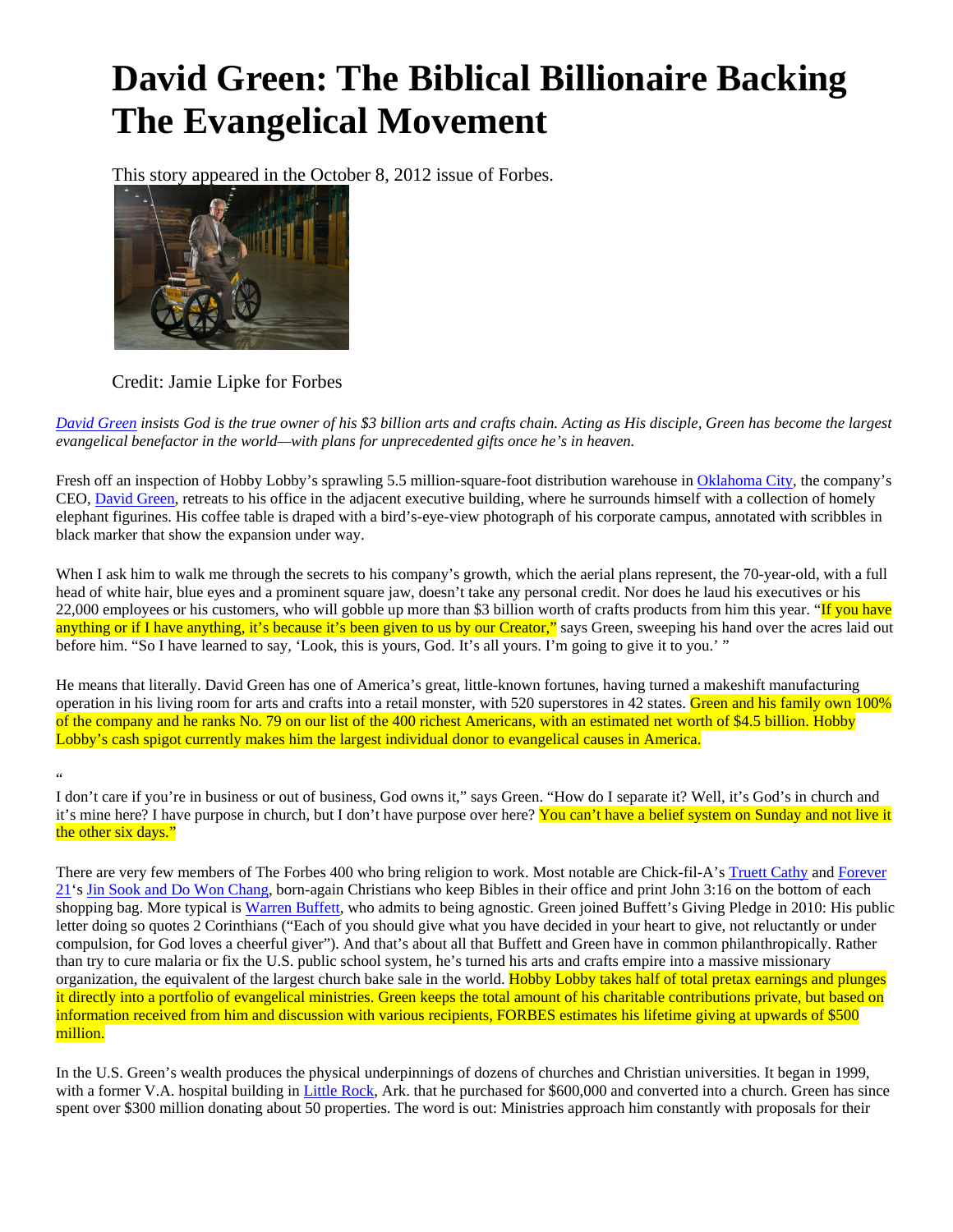# David Green: The Biblical Billionaire Backing The Evangelical Movement

This story appeared in the October 8, 2012 issue of Forbes.

Credit: Jamie Lipke for Forbes

*David Green insists God is the true owner of his $3 billion arts and crafts chain. Acting as His disciple, Green has become the largest evangelical benefactor in the world—with plans for unprecedented gifts once he's in heaven.*

Fresh off an inspection of Hobby Lobby's sprawling 5.5 million-square-foot distribution warehouse in Oklahoma City, the company's CEO, David Green, retreats to his office in the adjacent executive building, where he surrounds himself with a collection of homely elephant figurines. His coffee table is draped with a bird's-eye-view photograph of his corporate campus, annotated with scribbles in black marker that show the expansion under way.

When I ask him to walk me through the secrets to his company's growth, which the aerial plans represent, the 70-year-old, with a full head of white hair, blue eyes and a prominent square jaw, doesn't take any personal credit. Nor does he laud his executives or his 22,000 employees or his customers, who will gobble up more than $3 billion worth of crafts products from him this year. "If you have anything or if I have anything, it's because it's been given to us by our Creator," says Green, sweeping his hand over the acres laid out before him. "So I have learned to say, 'Look, this is yours, God. It's all yours. I'm going to give it to you.' "

He means that literally. David Green has one of America's great, little-known fortunes, having turned a makeshift manufacturing operation in his living room for arts and crafts into a retail monster, with 520 superstores in 42 states. Green and his family own 100% of the company and he ranks No. 79 on our list of the 400 richest Americans, with an estimated net worth of $4.5 billion. Hobby Lobby's cash spigot currently makes him the largest individual donor to evangelical causes in America.

"

I don't care if you're in business or out of business, God owns it," says Green. "How do I separate it? Well, it's God's in church and it's mine here? I have purpose in church, but I don't have purpose over here? You can't have a belief system on Sunday and not live it the other six days."

There are very few members of The Forbes 400 who bring religion to work. Most notable are Chick-fil-A's Truett Cathy and Forever 21's Jin Sook and Do Won Chang, born-again Christians who keep Bibles in their office and print John 3:16 on the bottom of each shopping bag. More typical is Warren Buffett, who admits to being agnostic. Green joined Buffett's Giving Pledge in 2010: His public letter doing so quotes 2 Corinthians ("Each of you should give what you have decided in your heart to give, not reluctantly or under compulsion, for God loves a cheerful giver"). And that's about all that Buffett and Green have in common philanthropically. Rather than try to cure malaria or fix the U.S. public school system, he's turned his arts and crafts empire into a massive missionary organization, the equivalent of the largest church bake sale in the world. Hobby Lobby takes half of total pretax earnings and plunges it directly into a portfolio of evangelical ministries. Green keeps the total amount of his charitable contributions private, but based on information received from him and discussion with various recipients, FORBES estimates his lifetime giving at upwards of $500 million.

In the U.S. Green's wealth produces the physical underpinnings of dozens of churches and Christian universities. It began in 1999, with a former V.A. hospital building in Little Rock, Ark. that he purchased for $600,000 and converted into a church. Green has since spent over $300 million donating about 50 properties. The word is out: Ministries approach him constantly with proposals for their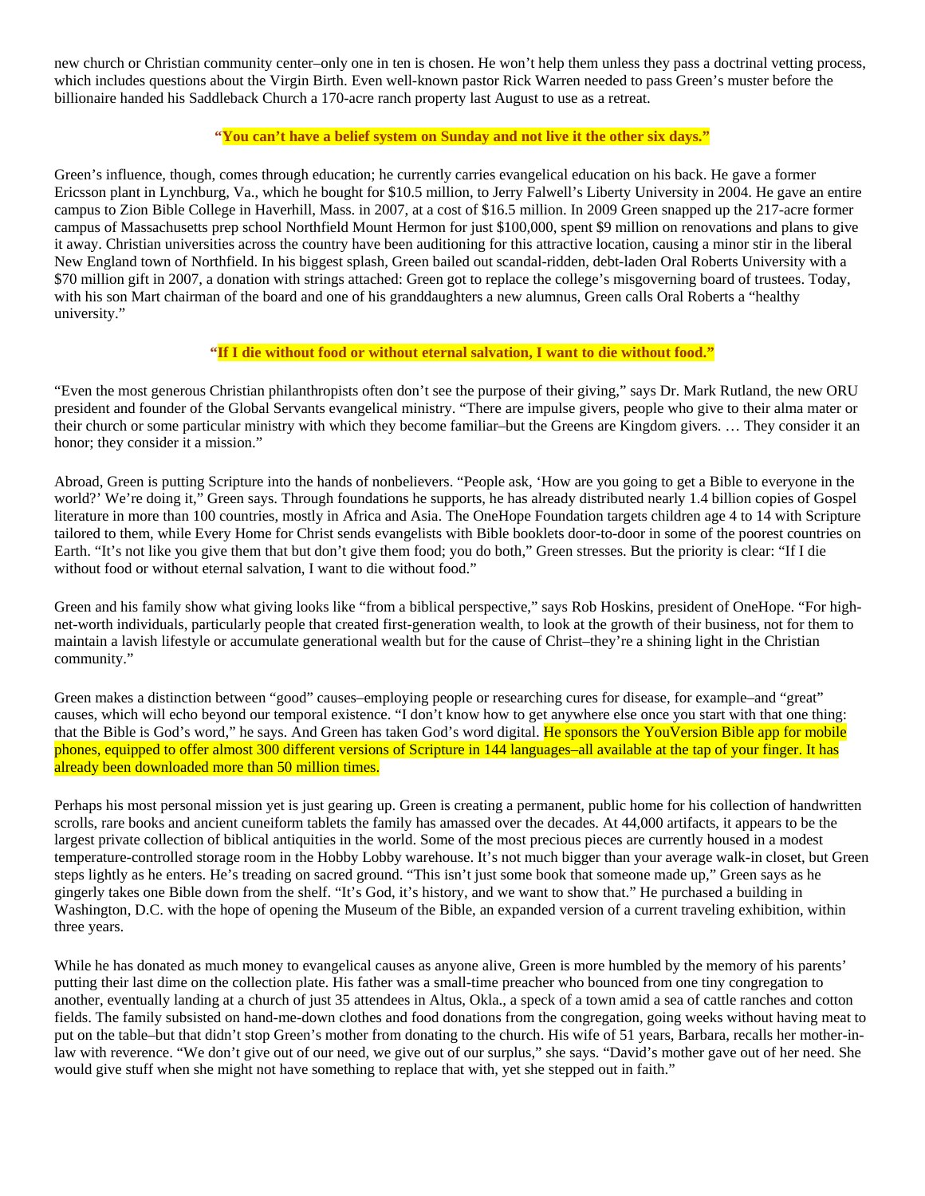new church or Christian community center–only one in ten is chosen. He won't help them unless they pass a doctrinal vetting process, which includes questions about the Virgin Birth. Even well-known pastor Rick Warren needed to pass Green's muster before the billionaire handed his Saddleback Church a 170-acre ranch property last August to use as a retreat.

**"You can't have a belief system on Sunday and not live it the other six days."**

Green's influence, though, comes through education; he currently carries evangelical education on his back. He gave a former Ericsson plant in Lynchburg, Va., which he bought for $10.5 million, to Jerry Falwell's Liberty University in 2004. He gave an entire campus to Zion Bible College in Haverhill, Mass. in 2007, at a cost of $16.5 million. In 2009 Green snapped up the 217-acre former campus of Massachusetts prep school Northfield Mount Hermon for just $100,000, spent $9 million on renovations and plans to give it away. Christian universities across the country have been auditioning for this attractive location, causing a minor stir in the liberal New England town of Northfield. In his biggest splash, Green bailed out scandal-ridden, debt-laden Oral Roberts University with a $70 million gift in 2007, a donation with strings attached: Green got to replace the college's misgoverning board of trustees. Today, with his son Mart chairman of the board and one of his granddaughters a new alumnus, Green calls Oral Roberts a "healthy university."

**"If I die without food or without eternal salvation, I want to die without food."**

"Even the most generous Christian philanthropists often don't see the purpose of their giving," says Dr. Mark Rutland, the new ORU president and founder of the Global Servants evangelical ministry. "There are impulse givers, people who give to their alma mater or their church or some particular ministry with which they become familiar–but the Greens are Kingdom givers. … They consider it an honor; they consider it a mission."

Abroad, Green is putting Scripture into the hands of nonbelievers. "People ask, 'How are you going to get a Bible to everyone in the world?' We're doing it," Green says. Through foundations he supports, he has already distributed nearly 1.4 billion copies of Gospel literature in more than 100 countries, mostly in Africa and Asia. The OneHope Foundation targets children age 4 to 14 with Scripture tailored to them, while Every Home for Christ sends evangelists with Bible booklets door-to-door in some of the poorest countries on Earth. "It's not like you give them that but don't give them food; you do both," Green stresses. But the priority is clear: "If I die without food or without eternal salvation, I want to die without food."

Green and his family show what giving looks like "from a biblical perspective," says Rob Hoskins, president of OneHope. "For high-net-worth individuals, particularly people that created first-generation wealth, to look at the growth of their business, not for them to maintain a lavish lifestyle or accumulate generational wealth but for the cause of Christ–they're a shining light in the Christian community."

Green makes a distinction between "good" causes–employing people or researching cures for disease, for example–and "great" causes, which will echo beyond our temporal existence. "I don't know how to get anywhere else once you start with that one thing: that the Bible is God's word," he says. And Green has taken God's word digital. He sponsors the YouVersion Bible app for mobile phones, equipped to offer almost 300 different versions of Scripture in 144 languages–all available at the tap of your finger. It has already been downloaded more than 50 million times.

Perhaps his most personal mission yet is just gearing up. Green is creating a permanent, public home for his collection of handwritten scrolls, rare books and ancient cuneiform tablets the family has amassed over the decades. At 44,000 artifacts, it appears to be the largest private collection of biblical antiquities in the world. Some of the most precious pieces are currently housed in a modest temperature-controlled storage room in the Hobby Lobby warehouse. It's not much bigger than your average walk-in closet, but Green steps lightly as he enters. He's treading on sacred ground. "This isn't just some book that someone made up," Green says as he gingerly takes one Bible down from the shelf. "It's God, it's history, and we want to show that." He purchased a building in Washington, D.C. with the hope of opening the Museum of the Bible, an expanded version of a current traveling exhibition, within three years.

While he has donated as much money to evangelical causes as anyone alive, Green is more humbled by the memory of his parents' putting their last dime on the collection plate. His father was a small-time preacher who bounced from one tiny congregation to another, eventually landing at a church of just 35 attendees in Altus, Okla., a speck of a town amid a sea of cattle ranches and cotton fields. The family subsisted on hand-me-down clothes and food donations from the congregation, going weeks without having meat to put on the table–but that didn't stop Green's mother from donating to the church. His wife of 51 years, Barbara, recalls her mother-in-law with reverence. "We don't give out of our need, we give out of our surplus," she says. "David's mother gave out of her need. She would give stuff when she might not have something to replace that with, yet she stepped out in faith."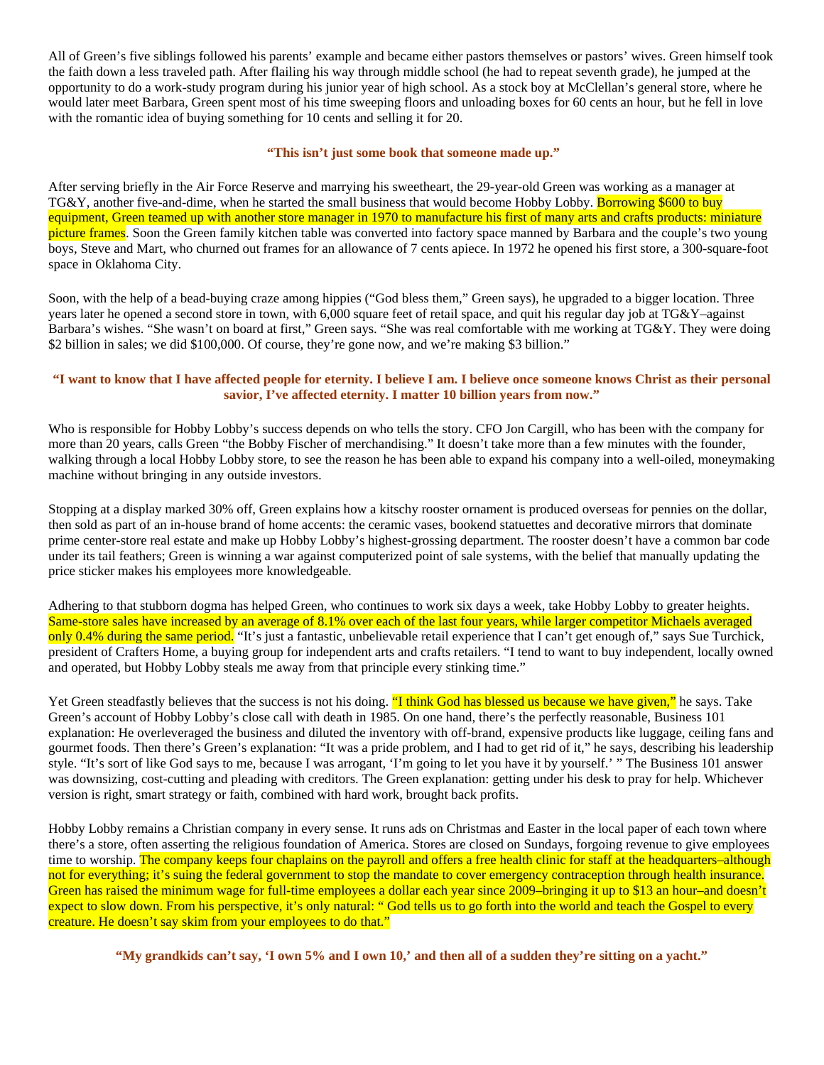All of Green's five siblings followed his parents' example and became either pastors themselves or pastors' wives. Green himself took the faith down a less traveled path. After flailing his way through middle school (he had to repeat seventh grade), he jumped at the opportunity to do a work-study program during his junior year of high school. As a stock boy at McClellan's general store, where he would later meet Barbara, Green spent most of his time sweeping floors and unloading boxes for 60 cents an hour, but he fell in love with the romantic idea of buying something for 10 cents and selling it for 20.

**"This isn't just some book that someone made up."**

After serving briefly in the Air Force Reserve and marrying his sweetheart, the 29-year-old Green was working as a manager at TG&Y, another five-and-dime, when he started the small business that would become Hobby Lobby. Borrowing $600 to buy equipment, Green teamed up with another store manager in 1970 to manufacture his first of many arts and crafts products: miniature picture frames. Soon the Green family kitchen table was converted into factory space manned by Barbara and the couple's two young boys, Steve and Mart, who churned out frames for an allowance of 7 cents apiece. In 1972 he opened his first store, a 300-square-foot space in Oklahoma City.

Soon, with the help of a bead-buying craze among hippies ("God bless them," Green says), he upgraded to a bigger location. Three years later he opened a second store in town, with 6,000 square feet of retail space, and quit his regular day job at TG&Y–against Barbara's wishes. "She wasn't on board at first," Green says. "She was real comfortable with me working at TG&Y. They were doing $2 billion in sales; we did $100,000. Of course, they're gone now, and we're making $3 billion."

**"I want to know that I have affected people for eternity. I believe I am. I believe once someone knows Christ as their personal savior, I've affected eternity. I matter 10 billion years from now."**

Who is responsible for Hobby Lobby's success depends on who tells the story. CFO Jon Cargill, who has been with the company for more than 20 years, calls Green "the Bobby Fischer of merchandising." It doesn't take more than a few minutes with the founder, walking through a local Hobby Lobby store, to see the reason he has been able to expand his company into a well-oiled, moneymaking machine without bringing in any outside investors.

Stopping at a display marked 30% off, Green explains how a kitschy rooster ornament is produced overseas for pennies on the dollar, then sold as part of an in-house brand of home accents: the ceramic vases, bookend statuettes and decorative mirrors that dominate prime center-store real estate and make up Hobby Lobby's highest-grossing department. The rooster doesn't have a common bar code under its tail feathers; Green is winning a war against computerized point of sale systems, with the belief that manually updating the price sticker makes his employees more knowledgeable.

Adhering to that stubborn dogma has helped Green, who continues to work six days a week, take Hobby Lobby to greater heights. Same-store sales have increased by an average of 8.1% over each of the last four years, while larger competitor Michaels averaged only 0.4% during the same period. "It's just a fantastic, unbelievable retail experience that I can't get enough of," says Sue Turchick, president of Crafters Home, a buying group for independent arts and crafts retailers. "I tend to want to buy independent, locally owned and operated, but Hobby Lobby steals me away from that principle every stinking time."

Yet Green steadfastly believes that the success is not his doing. "I think God has blessed us because we have given," he says. Take Green's account of Hobby Lobby's close call with death in 1985. On one hand, there's the perfectly reasonable, Business 101 explanation: He overleveraged the business and diluted the inventory with off-brand, expensive products like luggage, ceiling fans and gourmet foods. Then there's Green's explanation: "It was a pride problem, and I had to get rid of it," he says, describing his leadership style. "It's sort of like God says to me, because I was arrogant, 'I'm going to let you have it by yourself.' " The Business 101 answer was downsizing, cost-cutting and pleading with creditors. The Green explanation: getting under his desk to pray for help. Whichever version is right, smart strategy or faith, combined with hard work, brought back profits.

Hobby Lobby remains a Christian company in every sense. It runs ads on Christmas and Easter in the local paper of each town where there's a store, often asserting the religious foundation of America. Stores are closed on Sundays, forgoing revenue to give employees time to worship. The company keeps four chaplains on the payroll and offers a free health clinic for staff at the headquarters–although not for everything; it's suing the federal government to stop the mandate to cover emergency contraception through health insurance. Green has raised the minimum wage for full-time employees a dollar each year since 2009–bringing it up to $13 an hour–and doesn't expect to slow down. From his perspective, it's only natural: " God tells us to go forth into the world and teach the Gospel to every creature. He doesn't say skim from your employees to do that."

**"My grandkids can't say, 'I own 5% and I own 10,' and then all of a sudden they're sitting on a yacht."**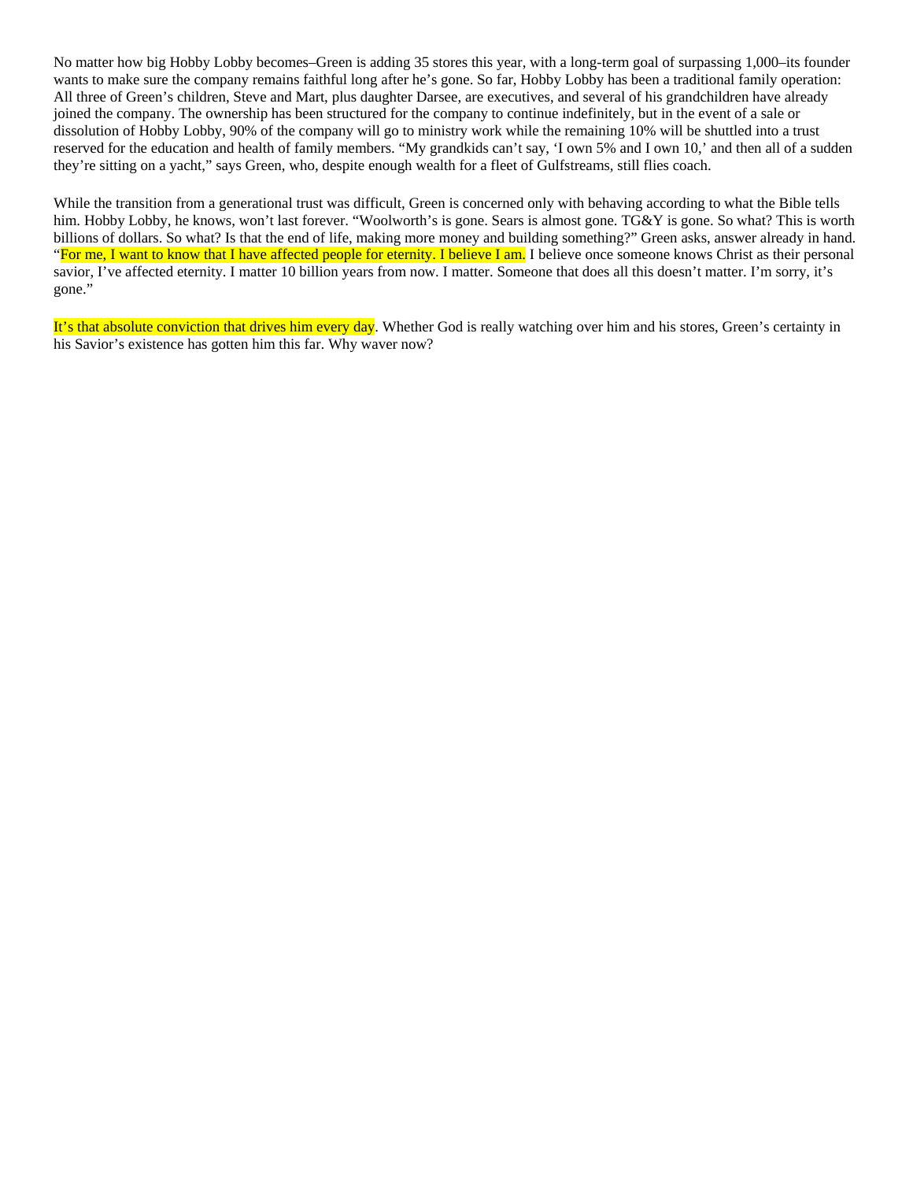No matter how big Hobby Lobby becomes–Green is adding 35 stores this year, with a long-term goal of surpassing 1,000–its founder wants to make sure the company remains faithful long after he's gone. So far, Hobby Lobby has been a traditional family operation: All three of Green's children, Steve and Mart, plus daughter Darsee, are executives, and several of his grandchildren have already joined the company. The ownership has been structured for the company to continue indefinitely, but in the event of a sale or dissolution of Hobby Lobby, 90% of the company will go to ministry work while the remaining 10% will be shuttled into a trust reserved for the education and health of family members. "My grandkids can't say, 'I own 5% and I own 10,' and then all of a sudden they're sitting on a yacht," says Green, who, despite enough wealth for a fleet of Gulfstreams, still flies coach.

While the transition from a generational trust was difficult, Green is concerned only with behaving according to what the Bible tells him. Hobby Lobby, he knows, won't last forever. "Woolworth's is gone. Sears is almost gone. TG&Y is gone. So what? This is worth billions of dollars. So what? Is that the end of life, making more money and building something?" Green asks, answer already in hand. "For me, I want to know that I have affected people for eternity. I believe I am. I believe once someone knows Christ as their personal savior, I've affected eternity. I matter 10 billion years from now. I matter. Someone that does all this doesn't matter. I'm sorry, it's gone."

It's that absolute conviction that drives him every day. Whether God is really watching over him and his stores, Green's certainty in his Savior's existence has gotten him this far. Why waver now?